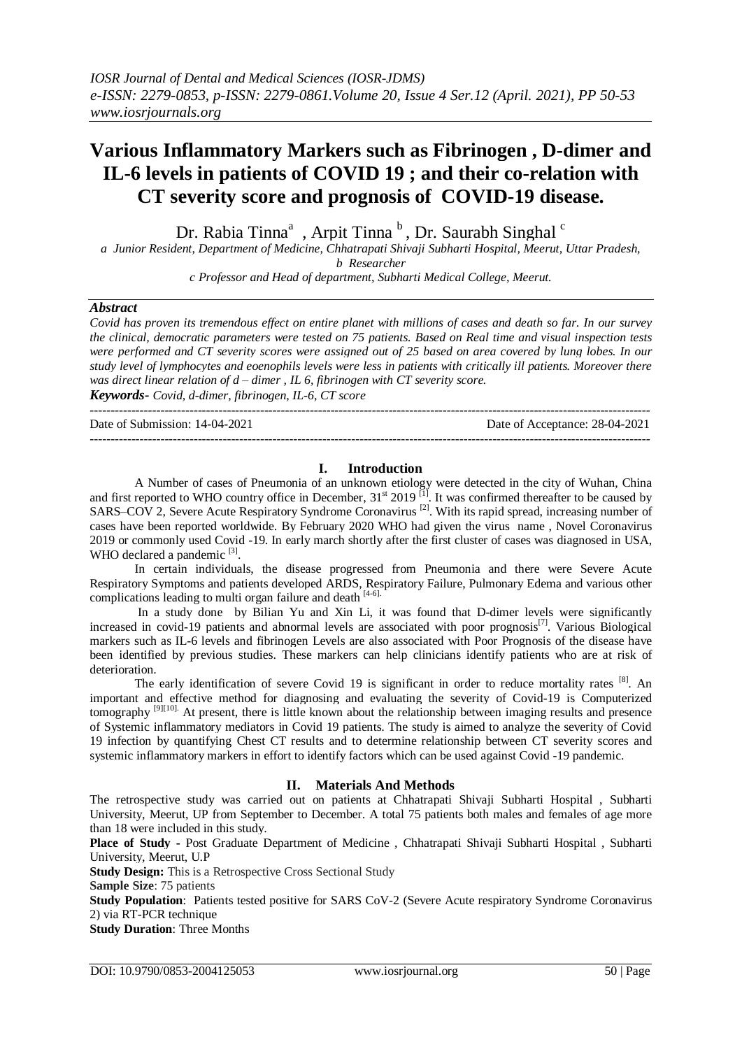# Various Inflammatory Markers such as Fibrinogen , D-dimer and IL-6 levels in patients of COVID 19 ; and their co-relation with CT severity score and prognosis of COVID-19 disease.

Dr. Rabia Tinna[a] , Arpit Tinna [b] , Dr. Saurabh Singhal [c]

*a Junior Resident, Department of Medicine, Chhatrapati Shivaji Subharti Hospital, Meerut, Uttar Pradesh,*
*b Researcher*
*c Professor and Head of department, Subharti Medical College, Meerut.*

***Abstract***

*Covid has proven its tremendous effect on entire planet with millions of cases and death so far. In our survey the clinical, democratic parameters were tested on 75 patients. Based on Real time and visual inspection tests were performed and CT severity scores were assigned out of 25 based on area covered by lung lobes. In our study level of lymphocytes and eoenophils levels were less in patients with critically ill patients. Moreover there was direct linear relation of d – dimer , IL 6, fibrinogen with CT severity score.*

***Keywords-*** *Covid, d-dimer, fibrinogen, IL-6, CT score*

---

Date of Submission: 14-04-2021 Date of Acceptance: 28-04-2021

---

## I. Introduction

A Number of cases of Pneumonia of an unknown etiology were detected in the city of Wuhan, China and first reported to WHO country office in December, 31st 2019 [1]. It was confirmed thereafter to be caused by SARS–COV 2, Severe Acute Respiratory Syndrome Coronavirus [2]. With its rapid spread, increasing number of cases have been reported worldwide. By February 2020 WHO had given the virus name , Novel Coronavirus 2019 or commonly used Covid -19. In early march shortly after the first cluster of cases was diagnosed in USA, WHO declared a pandemic [3].

In certain individuals, the disease progressed from Pneumonia and there were Severe Acute Respiratory Symptoms and patients developed ARDS, Respiratory Failure, Pulmonary Edema and various other complications leading to multi organ failure and death [4-6].

In a study done by Bilian Yu and Xin Li, it was found that D-dimer levels were significantly increased in covid-19 patients and abnormal levels are associated with poor prognosis[7]. Various Biological markers such as IL-6 levels and fibrinogen Levels are also associated with Poor Prognosis of the disease have been identified by previous studies. These markers can help clinicians identify patients who are at risk of deterioration.

The early identification of severe Covid 19 is significant in order to reduce mortality rates [8]. An important and effective method for diagnosing and evaluating the severity of Covid-19 is Computerized tomography [9][10]. At present, there is little known about the relationship between imaging results and presence of Systemic inflammatory mediators in Covid 19 patients. The study is aimed to analyze the severity of Covid 19 infection by quantifying Chest CT results and to determine relationship between CT severity scores and systemic inflammatory markers in effort to identify factors which can be used against Covid -19 pandemic.

## II. Materials And Methods

The retrospective study was carried out on patients at Chhatrapati Shivaji Subharti Hospital , Subharti University, Meerut, UP from September to December. A total 75 patients both males and females of age more than 18 were included in this study.

**Place of Study -** Post Graduate Department of Medicine , Chhatrapati Shivaji Subharti Hospital , Subharti University, Meerut, U.P

**Study Design:** This is a Retrospective Cross Sectional Study

**Sample Size**: 75 patients

**Study Population**: Patients tested positive for SARS CoV-2 (Severe Acute respiratory Syndrome Coronavirus 2) via RT-PCR technique

**Study Duration**: Three Months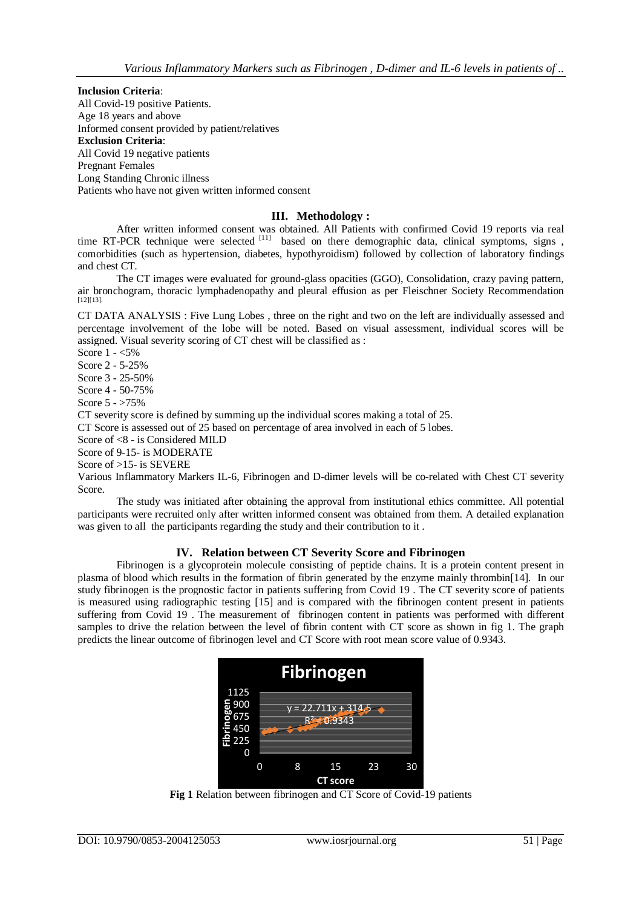**Inclusion Criteria**:

All Covid-19 positive Patients.

Age 18 years and above

Informed consent provided by patient/relatives

**Exclusion Criteria**:

All Covid 19 negative patients

Pregnant Females

Long Standing Chronic illness

Patients who have not given written informed consent

## III. Methodology :

After written informed consent was obtained. All Patients with confirmed Covid 19 reports via real time RT-PCR technique were selected [11] based on there demographic data, clinical symptoms, signs , comorbidities (such as hypertension, diabetes, hypothyroidism) followed by collection of laboratory findings and chest CT.

The CT images were evaluated for ground-glass opacities (GGO), Consolidation, crazy paving pattern, air bronchogram, thoracic lymphadenopathy and pleural effusion as per Fleischner Society Recommendation [12][13].

CT DATA ANALYSIS : Five Lung Lobes , three on the right and two on the left are individually assessed and percentage involvement of the lobe will be noted. Based on visual assessment, individual scores will be assigned. Visual severity scoring of CT chest will be classified as :

Score 1 - <5%

Score 2 - 5-25%

Score 3 - 25-50%

Score 4 - 50-75%

Score 5 - >75%

CT severity score is defined by summing up the individual scores making a total of 25.

CT Score is assessed out of 25 based on percentage of area involved in each of 5 lobes.

Score of <8 - is Considered MILD

Score of 9-15- is MODERATE

Score of >15- is SEVERE

Various Inflammatory Markers IL-6, Fibrinogen and D-dimer levels will be co-related with Chest CT severity Score.

The study was initiated after obtaining the approval from institutional ethics committee. All potential participants were recruited only after written informed consent was obtained from them. A detailed explanation was given to all the participants regarding the study and their contribution to it .

## IV. Relation between CT Severity Score and Fibrinogen

Fibrinogen is a glycoprotein molecule consisting of peptide chains. It is a protein content present in plasma of blood which results in the formation of fibrin generated by the enzyme mainly thrombin[14]. In our study fibrinogen is the prognostic factor in patients suffering from Covid 19 . The CT severity score of patients is measured using radiographic testing [15] and is compared with the fibrinogen content present in patients suffering from Covid 19 . The measurement of fibrinogen content in patients was performed with different samples to drive the relation between the level of fibrin content with CT score as shown in fig 1. The graph predicts the linear outcome of fibrinogen level and CT Score with root mean score value of 0.9343.

Fibrinogen

1125
900
675
450
225
0

Fibrinogen

y = 22.711x + 314.5
$R^2 = 0.9343$

0 8 15 23 30

CT score

**Fig 1** Relation between fibrinogen and CT Score of Covid-19 patients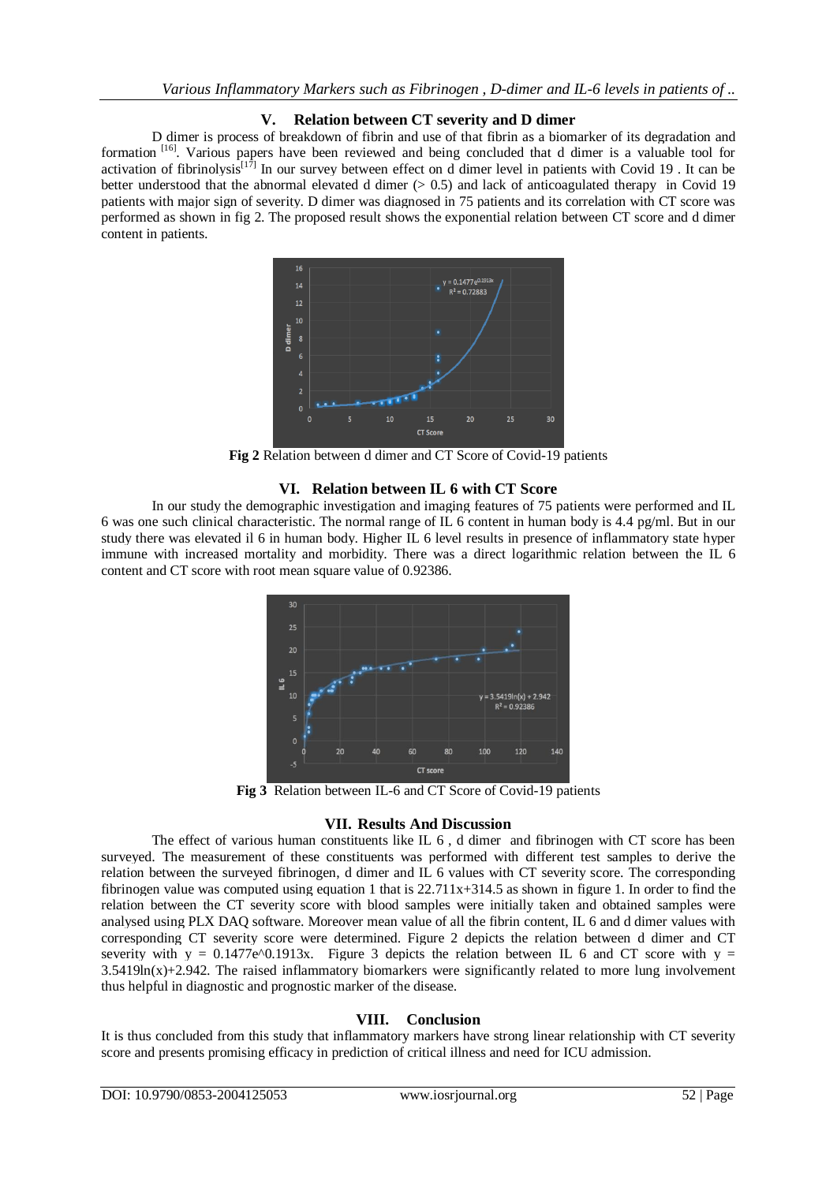## V. Relation between CT severity and D dimer

D dimer is process of breakdown of fibrin and use of that fibrin as a biomarker of its degradation and formation [16]. Various papers have been reviewed and being concluded that d dimer is a valuable tool for activation of fibrinolysis[17] In our survey between effect on d dimer level in patients with Covid 19 . It can be better understood that the abnormal elevated d dimer (> 0.5) and lack of anticoagulated therapy in Covid 19 patients with major sign of severity. D dimer was diagnosed in 75 patients and its correlation with CT score was performed as shown in fig 2. The proposed result shows the exponential relation between CT score and d dimer content in patients.

$y = 0.1477e^{0.1913x}$
$R^2 = 0.72883$
D dimer
CT Score

**Fig 2** Relation between d dimer and CT Score of Covid-19 patients

## VI. Relation between IL 6 with CT Score

In our study the demographic investigation and imaging features of 75 patients were performed and IL 6 was one such clinical characteristic. The normal range of IL 6 content in human body is 4.4 pg/ml. But in our study there was elevated il 6 in human body. Higher IL 6 level results in presence of inflammatory state hyper immune with increased mortality and morbidity. There was a direct logarithmic relation between the IL 6 content and CT score with root mean square value of 0.92386.

$y = 3.5419\ln(x) + 2.942$
$R^2 = 0.92386$
IL 6
CT score

**Fig 3** Relation between IL-6 and CT Score of Covid-19 patients

## VII. Results And Discussion

The effect of various human constituents like IL 6 , d dimer and fibrinogen with CT score has been surveyed. The measurement of these constituents was performed with different test samples to derive the relation between the surveyed fibrinogen, d dimer and IL 6 values with CT severity score. The corresponding fibrinogen value was computed using equation 1 that is $22.711x+314.5$ as shown in figure 1. In order to find the relation between the CT severity score with blood samples were initially taken and obtained samples were analysed using PLX DAQ software. Moreover mean value of all the fibrin content, IL 6 and d dimer values with corresponding CT severity score were determined. Figure 2 depicts the relation between d dimer and CT severity with $y = 0.1477e^{0.1913x}$. Figure 3 depicts the relation between IL 6 and CT score with $y = 3.5419\ln(x)+2.942$. The raised inflammatory biomarkers were significantly related to more lung involvement thus helpful in diagnostic and prognostic marker of the disease.

## VIII. Conclusion

It is thus concluded from this study that inflammatory markers have strong linear relationship with CT severity score and presents promising efficacy in prediction of critical illness and need for ICU admission.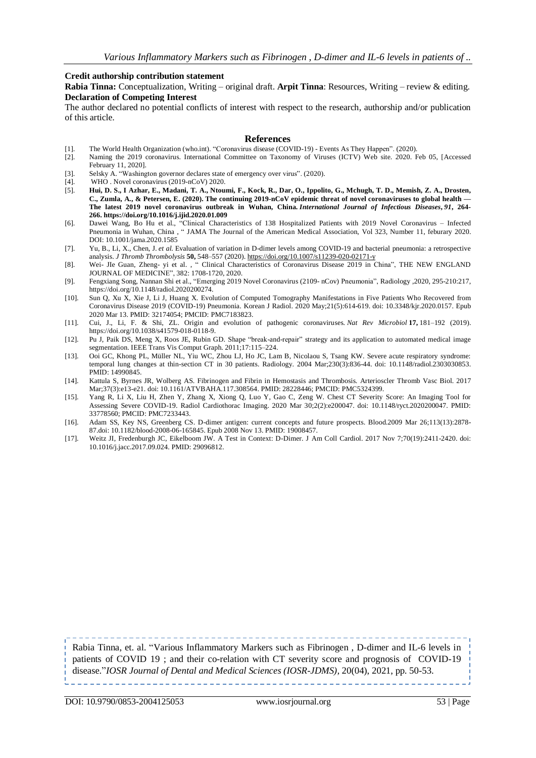**Credit authorship contribution statement**

**Rabia Tinna:** Conceptualization, Writing – original draft. **Arpit Tinna**: Resources, Writing – review & editing.

**Declaration of Competing Interest**

The author declared no potential conflicts of interest with respect to the research, authorship and/or publication of this article.

## References

[1]. The World Health Organization (who.int). "Coronavirus disease (COVID-19) - Events As They Happen". (2020).

[2]. Naming the 2019 coronavirus. International Committee on Taxonomy of Viruses (ICTV) Web site. 2020. Feb 05, [Accessed February 11, 2020].

[3]. Selsky A. "Washington governor declares state of emergency over virus". (2020).

[4]. WHO . Novel coronavirus (2019-nCoV) 2020.

[5]. **Hui, D. S., I Azhar, E., Madani, T. A., Ntoumi, F., Kock, R., Dar, O., Ippolito, G., Mchugh, T. D., Memish, Z. A., Drosten, C., Zumla, A., & Petersen, E. (2020). The continuing 2019-nCoV epidemic threat of novel coronaviruses to global health — The latest 2019 novel coronavirus outbreak in Wuhan, China.** ***International Journal of Infectious Diseases*****,** ***91*****, 264-266. https://doi.org/10.1016/j.ijid.2020.01.009**

[6]. Dawei Wang, Bo Hu et al., "Clinical Characteristics of 138 Hospitalized Patients with 2019 Novel Coronavirus – Infected Pneumonia in Wuhan, China , " JAMA The Journal of the American Medical Association, Vol 323, Number 11, feburary 2020. DOI: 10.1001/jama.2020.1585

[7]. Yu, B., Li, X., Chen, J. *et al.* Evaluation of variation in D-dimer levels among COVID-19 and bacterial pneumonia: a retrospective analysis. *J Thromb Thrombolysis* **50,** 548–557 (2020). https://doi.org/10.1007/s11239-020-02171-y

[8]. Wei- JIe Guan, Zheng- yi et al. , " Clinical Characteristics of Coronavirus Disease 2019 in China", THE NEW ENGLAND JOURNAL OF MEDICINE", 382: 1708-1720, 2020.

[9]. Fengxiang Song, Nannan Shi et al., "Emerging 2019 Novel Coronavirus (2109- nCov) Pneumonia", Radiology ,2020, 295-210:217, https://doi.org/10.1148/radiol.2020200274.

[10]. Sun Q, Xu X, Xie J, Li J, Huang X. Evolution of Computed Tomography Manifestations in Five Patients Who Recovered from Coronavirus Disease 2019 (COVID-19) Pneumonia. Korean J Radiol. 2020 May;21(5):614-619. doi: 10.3348/kjr.2020.0157. Epub 2020 Mar 13. PMID: 32174054; PMCID: PMC7183823.

[11]. Cui, J., Li, F. & Shi, ZL. Origin and evolution of pathogenic coronaviruses. *Nat Rev Microbiol* **17,** 181–192 (2019). https://doi.org/10.1038/s41579-018-0118-9.

[12]. Pu J, Paik DS, Meng X, Roos JE, Rubin GD. Shape "break-and-repair" strategy and its application to automated medical image segmentation. IEEE Trans Vis Comput Graph. 2011;17:115–224.

[13]. Ooi GC, Khong PL, Müller NL, Yiu WC, Zhou LJ, Ho JC, Lam B, Nicolaou S, Tsang KW. Severe acute respiratory syndrome: temporal lung changes at thin-section CT in 30 patients. Radiology. 2004 Mar;230(3):836-44. doi: 10.1148/radiol.2303030853. PMID: 14990845.

[14]. Kattula S, Byrnes JR, Wolberg AS. Fibrinogen and Fibrin in Hemostasis and Thrombosis. Arterioscler Thromb Vasc Biol. 2017 Mar;37(3):e13-e21. doi: 10.1161/ATVBAHA.117.308564. PMID: 28228446; PMCID: PMC5324399.

[15]. Yang R, Li X, Liu H, Zhen Y, Zhang X, Xiong Q, Luo Y, Gao C, Zeng W. Chest CT Severity Score: An Imaging Tool for Assessing Severe COVID-19. Radiol Cardiothorac Imaging. 2020 Mar 30;2(2):e200047. doi: 10.1148/ryct.2020200047. PMID: 33778560; PMCID: PMC7233443.

[16]. Adam SS, Key NS, Greenberg CS. D-dimer antigen: current concepts and future prospects. Blood.2009 Mar 26;113(13):2878-87.doi: 10.1182/blood-2008-06-165845. Epub 2008 Nov 13. PMID: 19008457.

[17]. Weitz JI, Fredenburgh JC, Eikelboom JW. A Test in Context: D-Dimer. J Am Coll Cardiol. 2017 Nov 7;70(19):2411-2420. doi: 10.1016/j.jacc.2017.09.024. PMID: 29096812.

Rabia Tinna, et. al. "Various Inflammatory Markers such as Fibrinogen , D-dimer and IL-6 levels in patients of COVID 19 ; and their co-relation with CT severity score and prognosis of COVID-19 disease."*IOSR Journal of Dental and Medical Sciences (IOSR-JDMS),* 20(04), 2021, pp. 50-53.